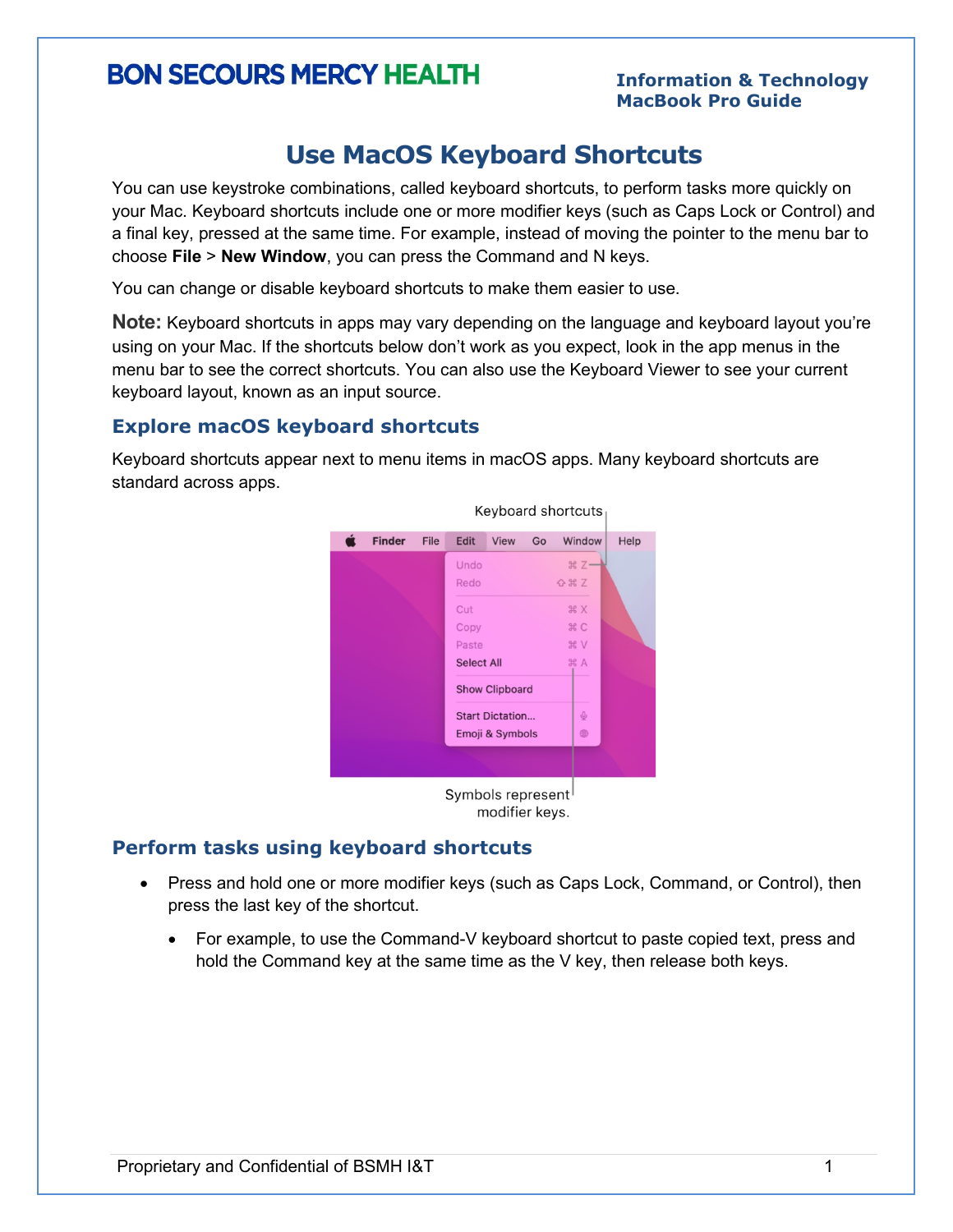# Use MacOS Keyboard Shortcuts

You can use keystroke combinations, called keyboard shortcuts, to perform tasks more quickly on your Mac. Keyboard shortcuts include one or more modifier keys (such as Caps Lock or Control) and a final key, pressed at the same time. For example, instead of moving the pointer to the menu bar to choose **File** > **New Window**, you can press the Command and N keys.

You can change or disable keyboard shortcuts to make them easier to use.

**Note:** Keyboard shortcuts in apps may vary depending on the language and keyboard layout you're using on your Mac. If the shortcuts below don't work as you expect, look in the app menus in the menu bar to see the correct shortcuts. You can also use the Keyboard Viewer to see your current keyboard layout, known as an input source.

## Explore macOS keyboard shortcuts

Keyboard shortcuts appear next to menu items in macOS apps. Many keyboard shortcuts are standard across apps.

## Perform tasks using keyboard shortcuts

- Press and hold one or more modifier keys (such as Caps Lock, Command, or Control), then press the last key of the shortcut.
  - For example, to use the Command-V keyboard shortcut to paste copied text, press and hold the Command key at the same time as the V key, then release both keys.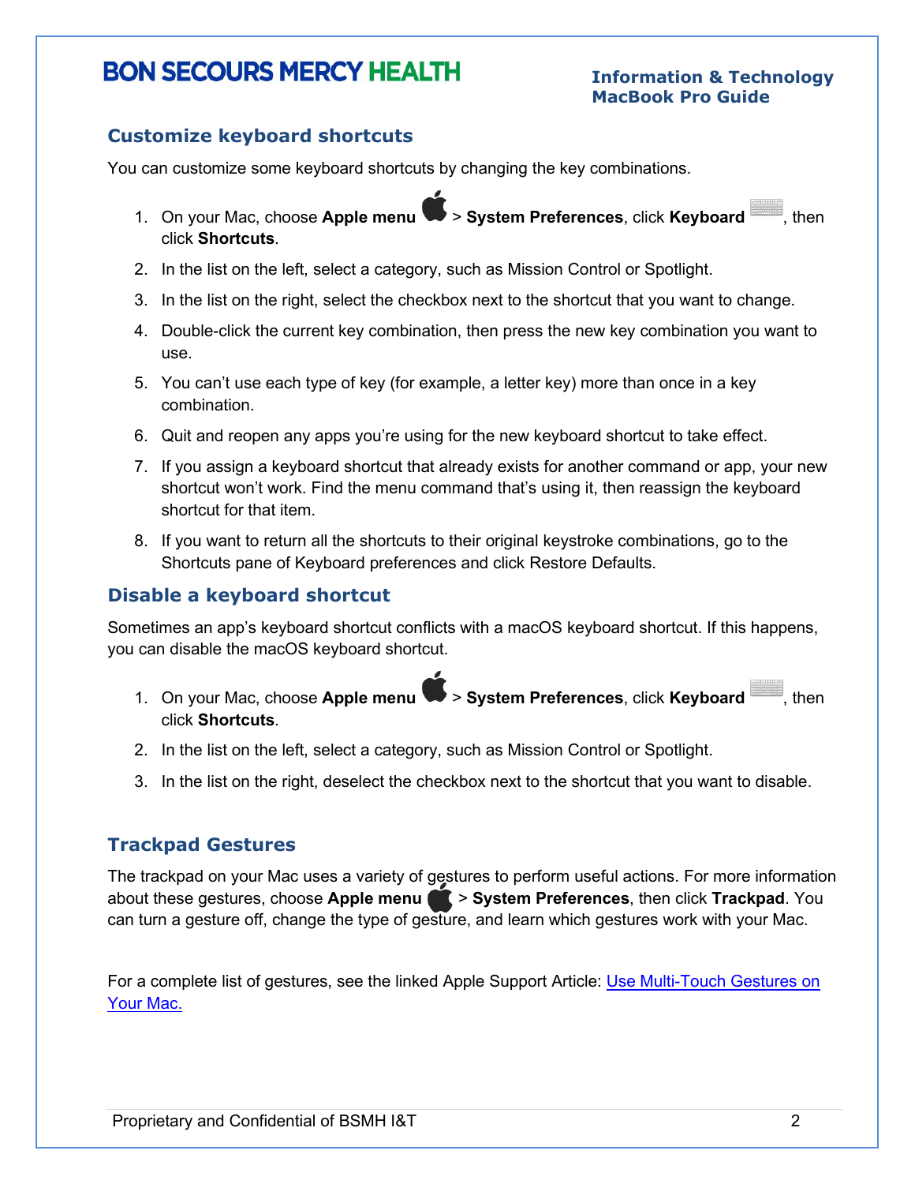## Customize keyboard shortcuts

You can customize some keyboard shortcuts by changing the key combinations.

1. On your Mac, choose **Apple menu** > **System Preferences**, click **Keyboard**, then click **Shortcuts**.
2. In the list on the left, select a category, such as Mission Control or Spotlight.
3. In the list on the right, select the checkbox next to the shortcut that you want to change.
4. Double-click the current key combination, then press the new key combination you want to use.
5. You can't use each type of key (for example, a letter key) more than once in a key combination.
6. Quit and reopen any apps you're using for the new keyboard shortcut to take effect.
7. If you assign a keyboard shortcut that already exists for another command or app, your new shortcut won't work. Find the menu command that's using it, then reassign the keyboard shortcut for that item.
8. If you want to return all the shortcuts to their original keystroke combinations, go to the Shortcuts pane of Keyboard preferences and click Restore Defaults.

## Disable a keyboard shortcut

Sometimes an app's keyboard shortcut conflicts with a macOS keyboard shortcut. If this happens, you can disable the macOS keyboard shortcut.

1. On your Mac, choose **Apple menu** > **System Preferences**, click **Keyboard**, then click **Shortcuts**.
2. In the list on the left, select a category, such as Mission Control or Spotlight.
3. In the list on the right, deselect the checkbox next to the shortcut that you want to disable.

## Trackpad Gestures

The trackpad on your Mac uses a variety of gestures to perform useful actions. For more information about these gestures, choose **Apple menu** > **System Preferences**, then click **Trackpad**. You can turn a gesture off, change the type of gesture, and learn which gestures work with your Mac.

For a complete list of gestures, see the linked Apple Support Article: Use Multi-Touch Gestures on Your Mac.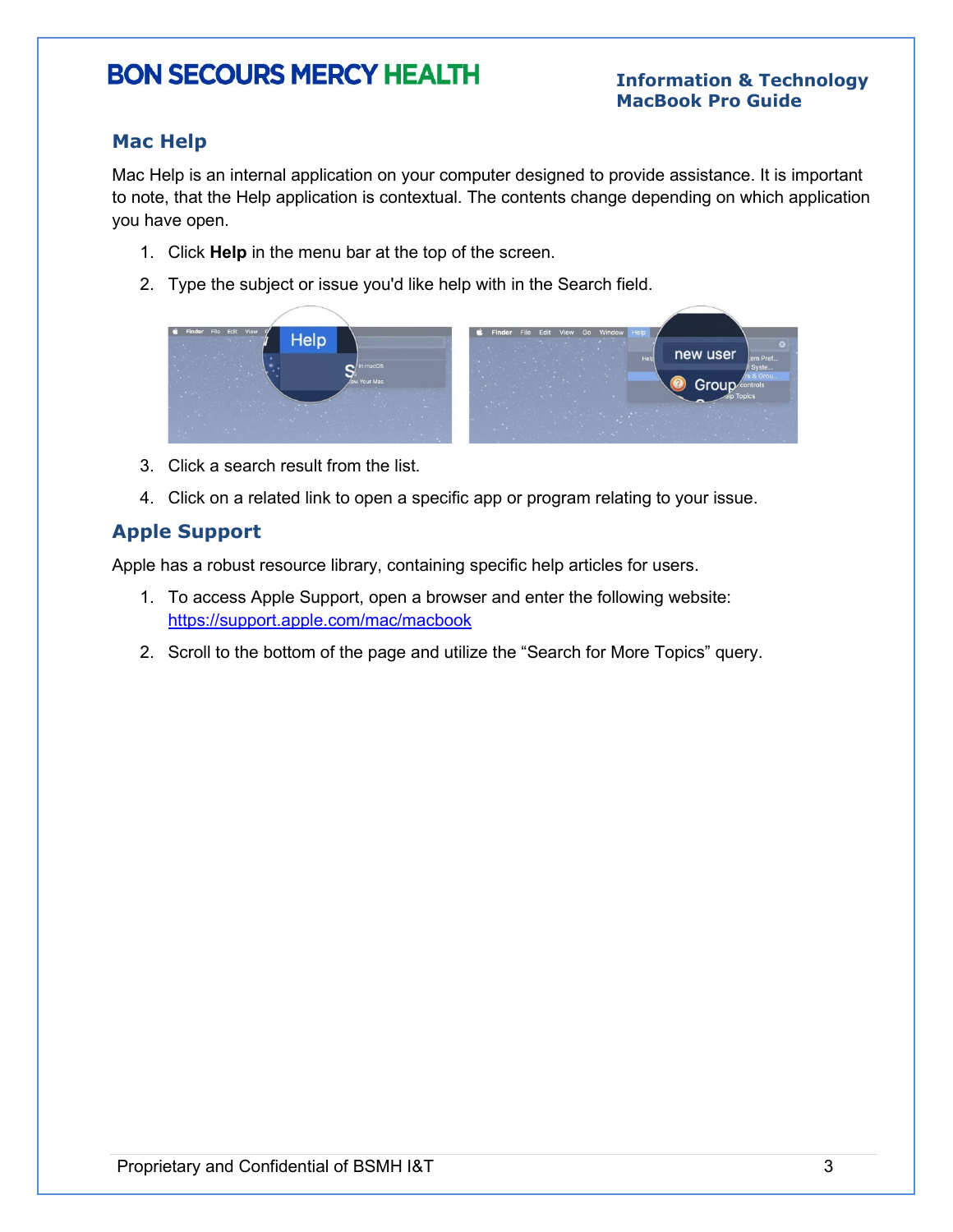## Mac Help

Mac Help is an internal application on your computer designed to provide assistance. It is important to note, that the Help application is contextual. The contents change depending on which application you have open.

1. Click **Help** in the menu bar at the top of the screen.
2. Type the subject or issue you'd like help with in the Search field.
3. Click a search result from the list.
4. Click on a related link to open a specific app or program relating to your issue.

## Apple Support

Apple has a robust resource library, containing specific help articles for users.

1. To access Apple Support, open a browser and enter the following website: https://support.apple.com/mac/macbook
2. Scroll to the bottom of the page and utilize the "Search for More Topics" query.